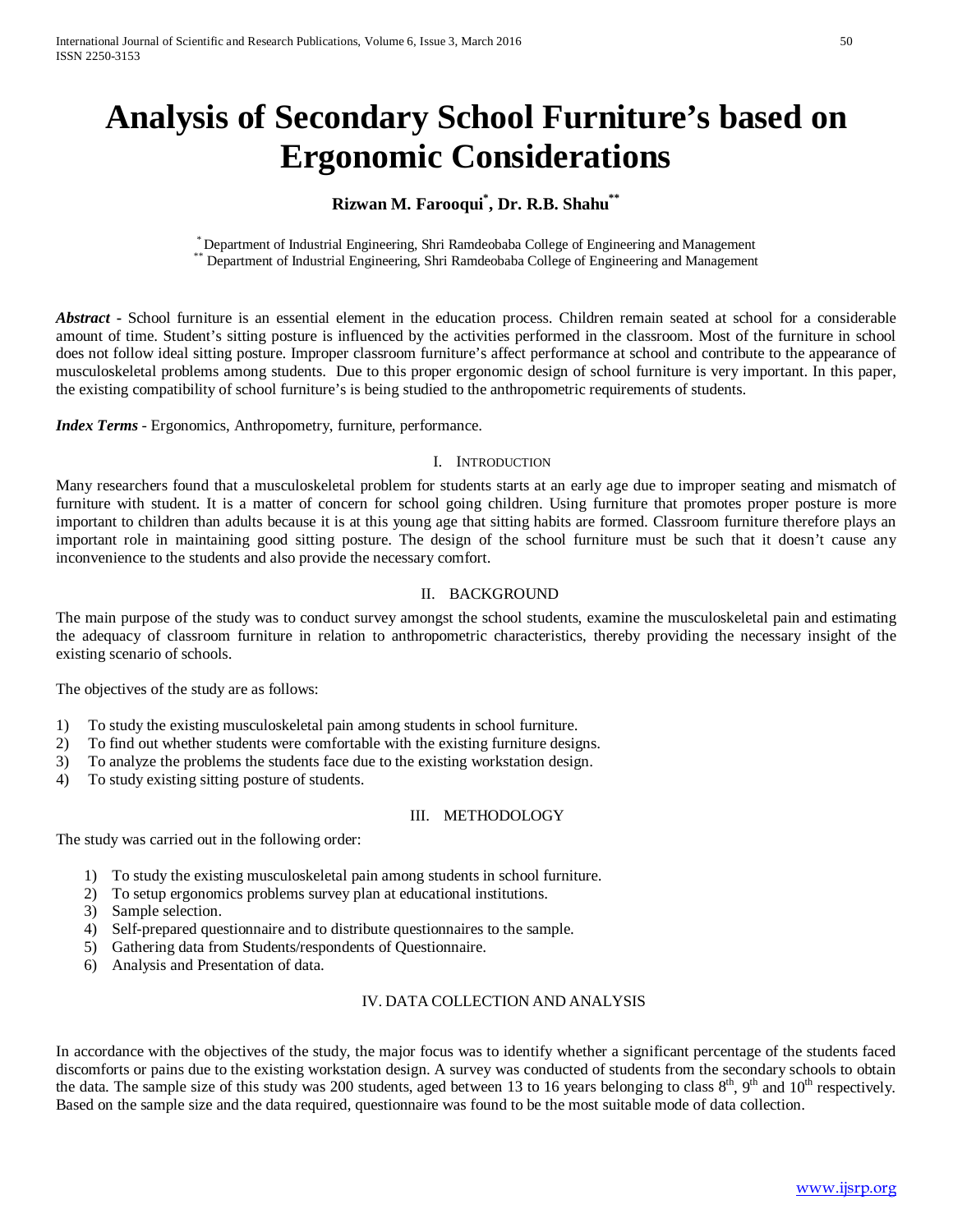# Analysis of Secondary School Furniture's based on Ergonomic Considerations

**Rizwan M. Farooqui[*], Dr. R.B. Shahu[**]**

[*] Department of Industrial Engineering, Shri Ramdeobaba College of Engineering and Management
[**] Department of Industrial Engineering, Shri Ramdeobaba College of Engineering and Management

***Abstract*** - School furniture is an essential element in the education process. Children remain seated at school for a considerable amount of time. Student's sitting posture is influenced by the activities performed in the classroom. Most of the furniture in school does not follow ideal sitting posture. Improper classroom furniture's affect performance at school and contribute to the appearance of musculoskeletal problems among students. Due to this proper ergonomic design of school furniture is very important. In this paper, the existing compatibility of school furniture's is being studied to the anthropometric requirements of students.

***Index Terms*** - Ergonomics, Anthropometry, furniture, performance.

## I. Introduction

Many researchers found that a musculoskeletal problem for students starts at an early age due to improper seating and mismatch of furniture with student. It is a matter of concern for school going children. Using furniture that promotes proper posture is more important to children than adults because it is at this young age that sitting habits are formed. Classroom furniture therefore plays an important role in maintaining good sitting posture. The design of the school furniture must be such that it doesn't cause any inconvenience to the students and also provide the necessary comfort.

## II. Background

The main purpose of the study was to conduct survey amongst the school students, examine the musculoskeletal pain and estimating the adequacy of classroom furniture in relation to anthropometric characteristics, thereby providing the necessary insight of the existing scenario of schools.

The objectives of the study are as follows:

1) To study the existing musculoskeletal pain among students in school furniture.
2) To find out whether students were comfortable with the existing furniture designs.
3) To analyze the problems the students face due to the existing workstation design.
4) To study existing sitting posture of students.

## III. Methodology

The study was carried out in the following order:

1) To study the existing musculoskeletal pain among students in school furniture.
2) To setup ergonomics problems survey plan at educational institutions.
3) Sample selection.
4) Self-prepared questionnaire and to distribute questionnaires to the sample.
5) Gathering data from Students/respondents of Questionnaire.
6) Analysis and Presentation of data.

## IV. Data Collection and Analysis

In accordance with the objectives of the study, the major focus was to identify whether a significant percentage of the students faced discomforts or pains due to the existing workstation design. A survey was conducted of students from the secondary schools to obtain the data. The sample size of this study was 200 students, aged between 13 to 16 years belonging to class 8th, 9th and 10th respectively. Based on the sample size and the data required, questionnaire was found to be the most suitable mode of data collection.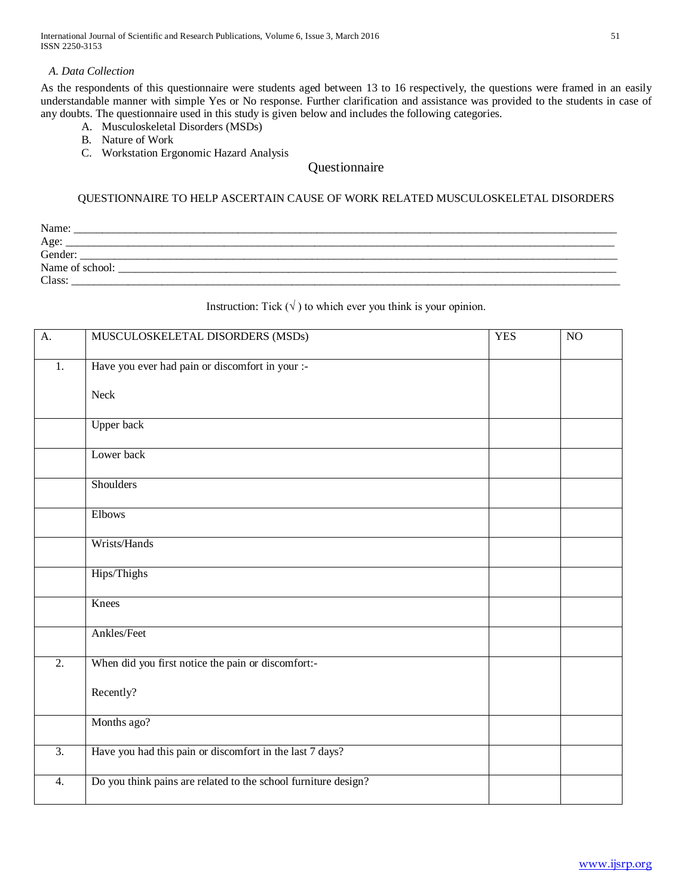### *A. Data Collection*

As the respondents of this questionnaire were students aged between 13 to 16 respectively, the questions were framed in an easily understandable manner with simple Yes or No response. Further clarification and assistance was provided to the students in case of any doubts. The questionnaire used in this study is given below and includes the following categories.

A. Musculoskeletal Disorders (MSDs)
B. Nature of Work
C. Workstation Ergonomic Hazard Analysis

## Questionnaire

QUESTIONNAIRE TO HELP ASCERTAIN CAUSE OF WORK RELATED MUSCULOSKELETAL DISORDERS

Name: ______________________________
Age: ______________________________
Gender: ______________________________
Name of school: ______________________________
Class: ______________________________

Instruction: Tick (√ ) to which ever you think is your opinion.

| A. | MUSCULOSKELETAL DISORDERS (MSDs) | YES | NO |
|---|---|---|---|
| 1. | Have you ever had pain or discomfort in your :-<br><br>Neck | | |
| | Upper back | | |
| | Lower back | | |
| | Shoulders | | |
| | Elbows | | |
| | Wrists/Hands | | |
| | Hips/Thighs | | |
| | Knees | | |
| | Ankles/Feet | | |
| 2. | When did you first notice the pain or discomfort:-<br><br>Recently? | | |
| | Months ago? | | |
| 3. | Have you had this pain or discomfort in the last 7 days? | | |
| 4. | Do you think pains are related to the school furniture design? | | |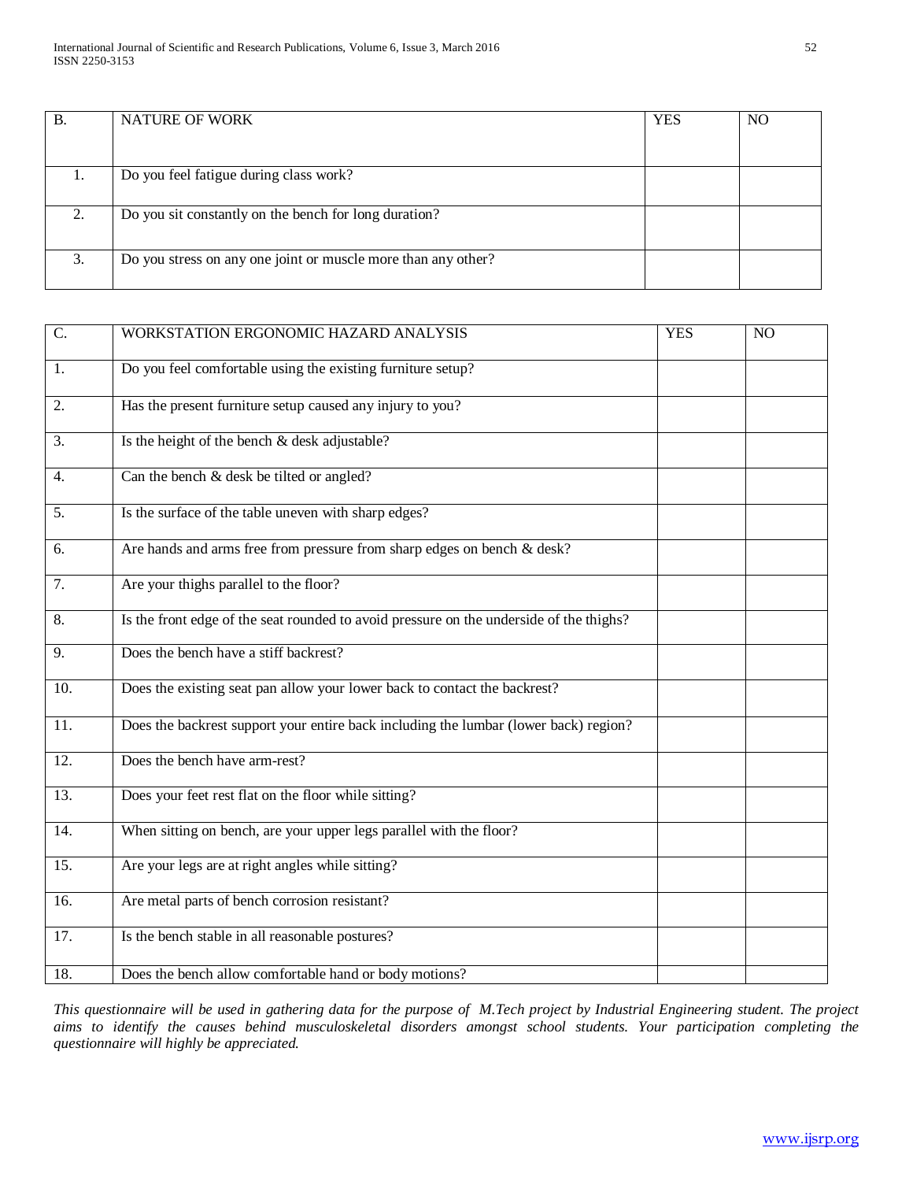| B. | NATURE OF WORK | YES | NO |
|---|---|---|---|
| 1. | Do you feel fatigue during class work? | | |
| 2. | Do you sit constantly on the bench for long duration? | | |
| 3. | Do you stress on any one joint or muscle more than any other? | | |

| C. | WORKSTATION ERGONOMIC HAZARD ANALYSIS | YES | NO |
|---|---|---|---|
| 1. | Do you feel comfortable using the existing furniture setup? | | |
| 2. | Has the present furniture setup caused any injury to you? | | |
| 3. | Is the height of the bench & desk adjustable? | | |
| 4. | Can the bench & desk be tilted or angled? | | |
| 5. | Is the surface of the table uneven with sharp edges? | | |
| 6. | Are hands and arms free from pressure from sharp edges on bench & desk? | | |
| 7. | Are your thighs parallel to the floor? | | |
| 8. | Is the front edge of the seat rounded to avoid pressure on the underside of the thighs? | | |
| 9. | Does the bench have a stiff backrest? | | |
| 10. | Does the existing seat pan allow your lower back to contact the backrest? | | |
| 11. | Does the backrest support your entire back including the lumbar (lower back) region? | | |
| 12. | Does the bench have arm-rest? | | |
| 13. | Does your feet rest flat on the floor while sitting? | | |
| 14. | When sitting on bench, are your upper legs parallel with the floor? | | |
| 15. | Are your legs are at right angles while sitting? | | |
| 16. | Are metal parts of bench corrosion resistant? | | |
| 17. | Is the bench stable in all reasonable postures? | | |
| 18. | Does the bench allow comfortable hand or body motions? | | |

*This questionnaire will be used in gathering data for the purpose of M.Tech project by Industrial Engineering student. The project aims to identify the causes behind musculoskeletal disorders amongst school students. Your participation completing the questionnaire will highly be appreciated.*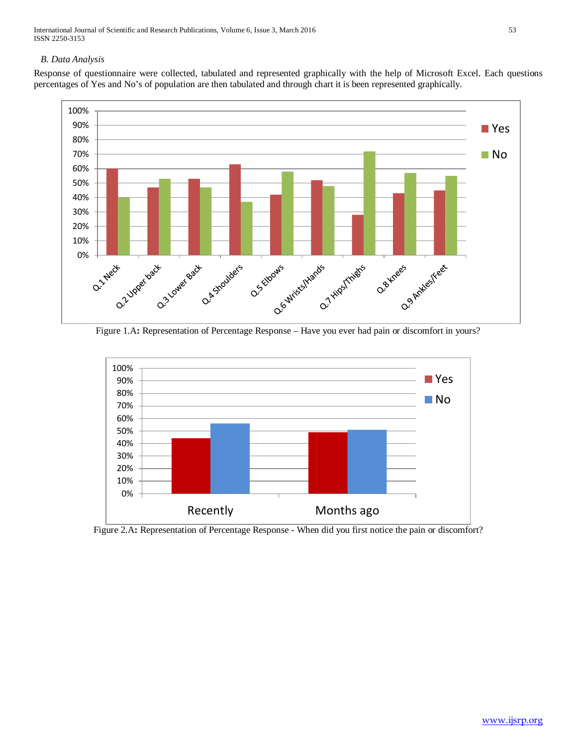*B. Data Analysis*

Response of questionnaire were collected, tabulated and represented graphically with the help of Microsoft Excel. Each questions percentages of Yes and No's of population are then tabulated and through chart it is been represented graphically.

Figure 1.A**:** Representation of Percentage Response – Have you ever had pain or discomfort in yours?

Figure 2.A**:** Representation of Percentage Response - When did you first notice the pain or discomfort?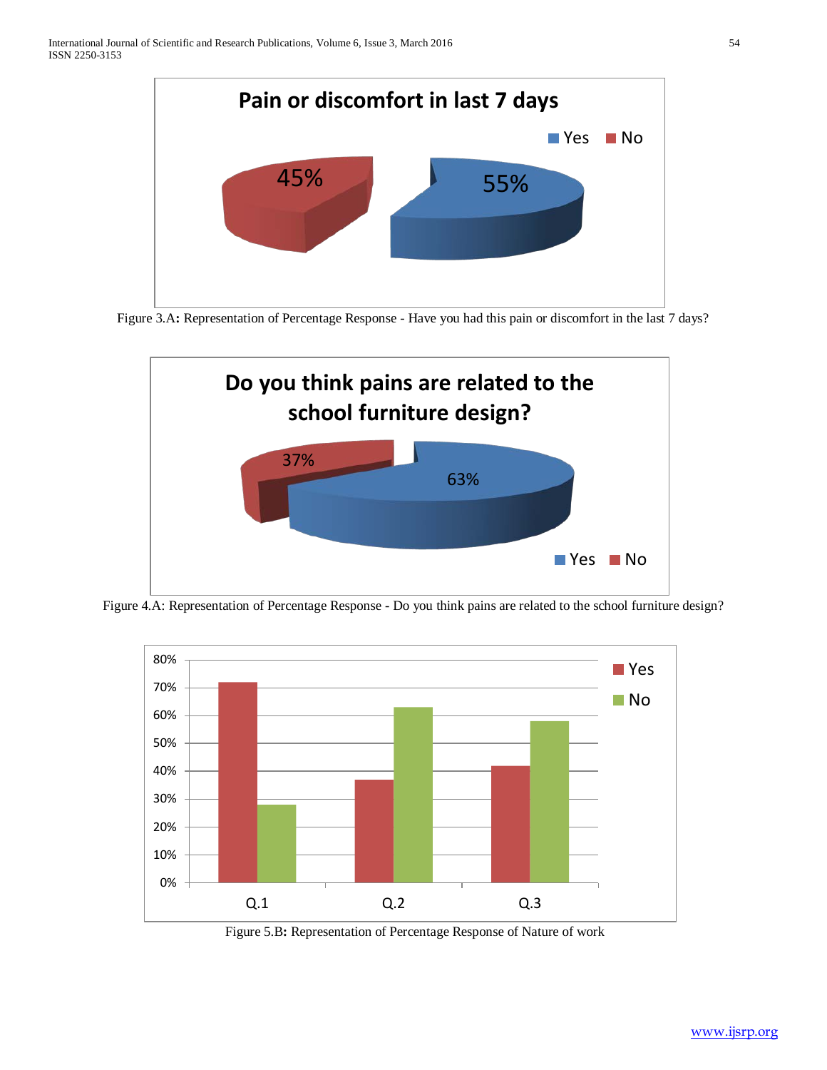**Pain or discomfort in last 7 days**

Yes: 55%
No: 45%

Figure 3.A**:** Representation of Percentage Response - Have you had this pain or discomfort in the last 7 days?

**Do you think pains are related to the school furniture design?**

Yes: 63%
No: 37%

Figure 4.A: Representation of Percentage Response - Do you think pains are related to the school furniture design?

| | Yes | No |
| --- | --- | --- |
| Q.1 | 72% | 28% |
| Q.2 | 37% | 63% |
| Q.3 | 42% | 58% |

Figure 5.B**:** Representation of Percentage Response of Nature of work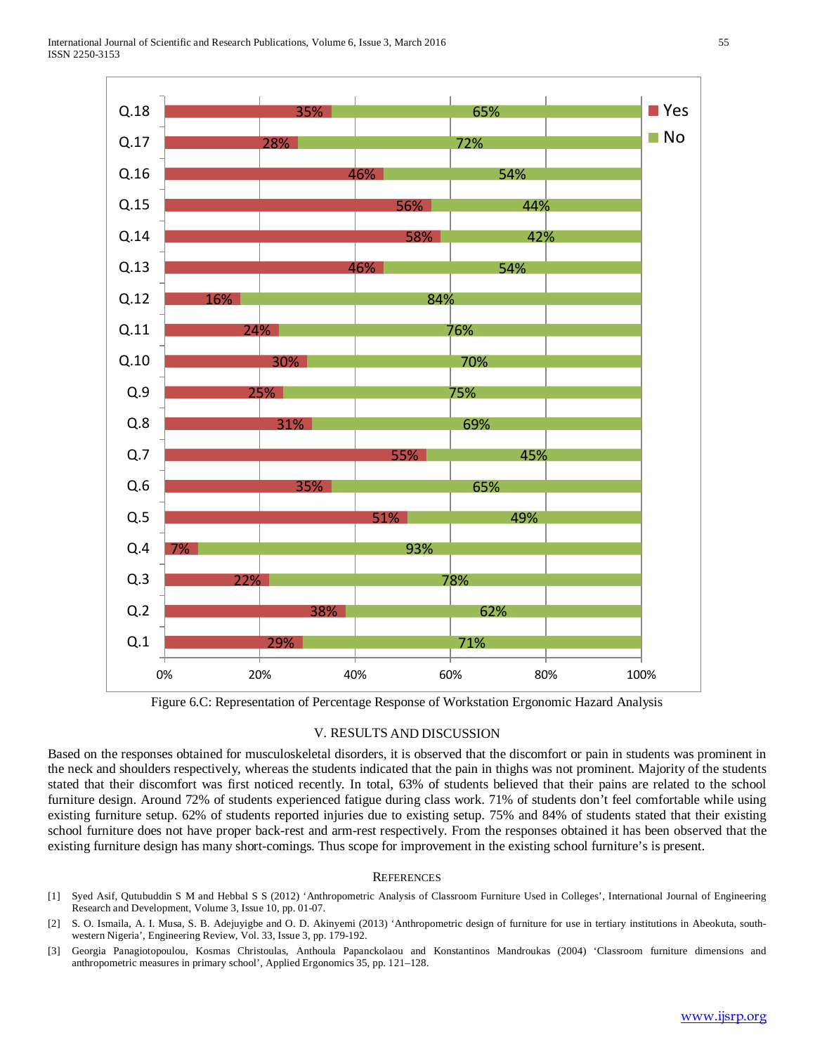Figure 6.C: Representation of Percentage Response of Workstation Ergonomic Hazard Analysis

## V. RESULTS AND DISCUSSION

Based on the responses obtained for musculoskeletal disorders, it is observed that the discomfort or pain in students was prominent in the neck and shoulders respectively, whereas the students indicated that the pain in thighs was not prominent. Majority of the students stated that their discomfort was first noticed recently. In total, 63% of students believed that their pains are related to the school furniture design. Around 72% of students experienced fatigue during class work. 71% of students don't feel comfortable while using existing furniture setup. 62% of students reported injuries due to existing setup. 75% and 84% of students stated that their existing school furniture does not have proper back-rest and arm-rest respectively. From the responses obtained it has been observed that the existing furniture design has many short-comings. Thus scope for improvement in the existing school furniture's is present.

## REFERENCES

[1] Syed Asif, Qutubuddin S M and Hebbal S S (2012) 'Anthropometric Analysis of Classroom Furniture Used in Colleges', International Journal of Engineering Research and Development, Volume 3, Issue 10, pp. 01-07.

[2] S. O. Ismaila, A. I. Musa, S. B. Adejuyigbe and O. D. Akinyemi (2013) 'Anthropometric design of furniture for use in tertiary institutions in Abeokuta, south-western Nigeria', Engineering Review, Vol. 33, Issue 3, pp. 179-192.

[3] Georgia Panagiotopoulou, Kosmas Christoulas, Anthoula Papanckolaou and Konstantinos Mandroukas (2004) 'Classroom furniture dimensions and anthropometric measures in primary school', Applied Ergonomics 35, pp. 121–128.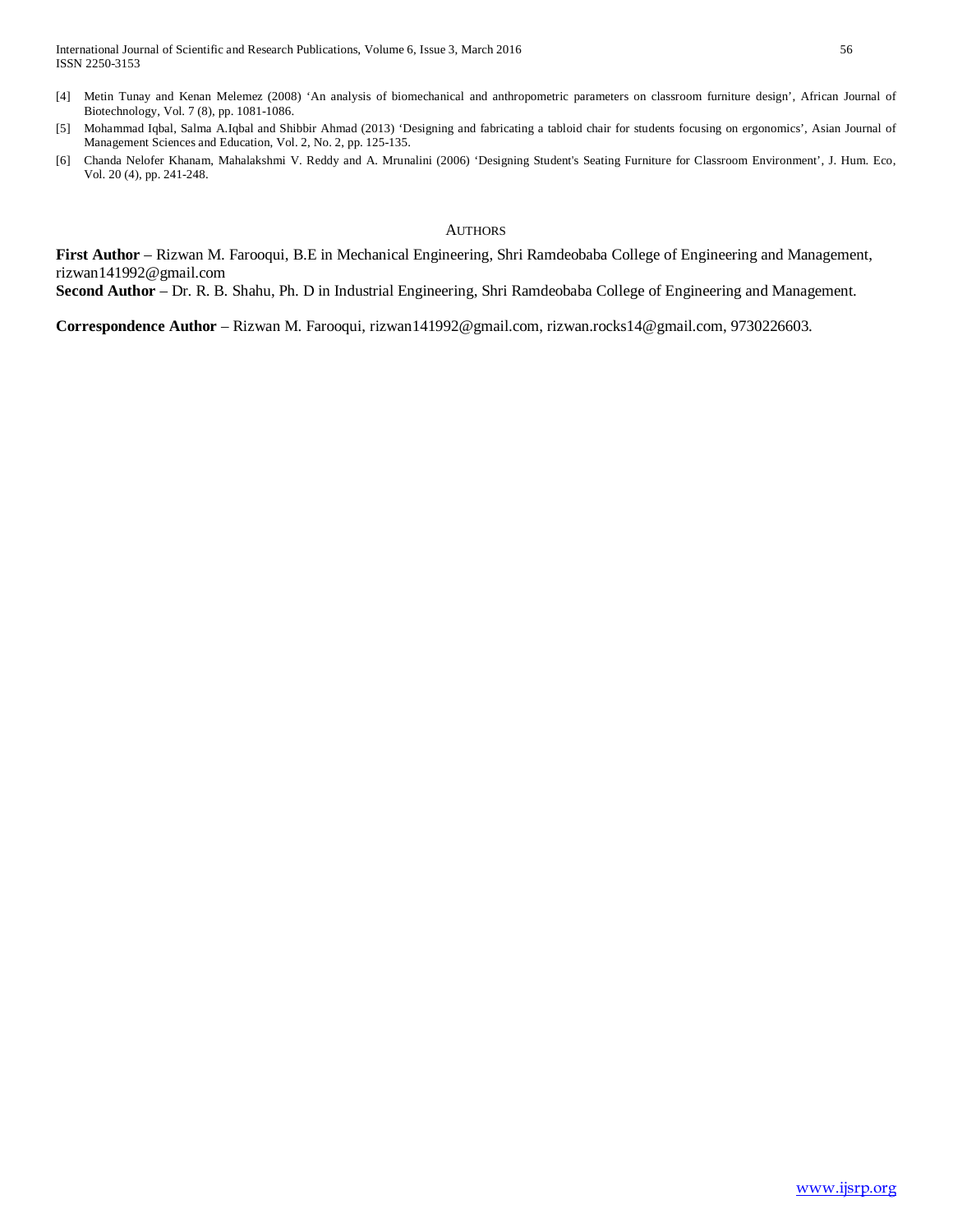[4] Metin Tunay and Kenan Melemez (2008) 'An analysis of biomechanical and anthropometric parameters on classroom furniture design', African Journal of Biotechnology, Vol. 7 (8), pp. 1081-1086.

[5] Mohammad Iqbal, Salma A.Iqbal and Shibbir Ahmad (2013) 'Designing and fabricating a tabloid chair for students focusing on ergonomics', Asian Journal of Management Sciences and Education, Vol. 2, No. 2, pp. 125-135.

[6] Chanda Nelofer Khanam, Mahalakshmi V. Reddy and A. Mrunalini (2006) 'Designing Student's Seating Furniture for Classroom Environment', J. Hum. Eco, Vol. 20 (4), pp. 241-248.

## AUTHORS

**First Author** – Rizwan M. Farooqui, B.E in Mechanical Engineering, Shri Ramdeobaba College of Engineering and Management, rizwan141992@gmail.com

**Second Author** – Dr. R. B. Shahu, Ph. D in Industrial Engineering, Shri Ramdeobaba College of Engineering and Management.

**Correspondence Author** – Rizwan M. Farooqui, rizwan141992@gmail.com, rizwan.rocks14@gmail.com, 9730226603.